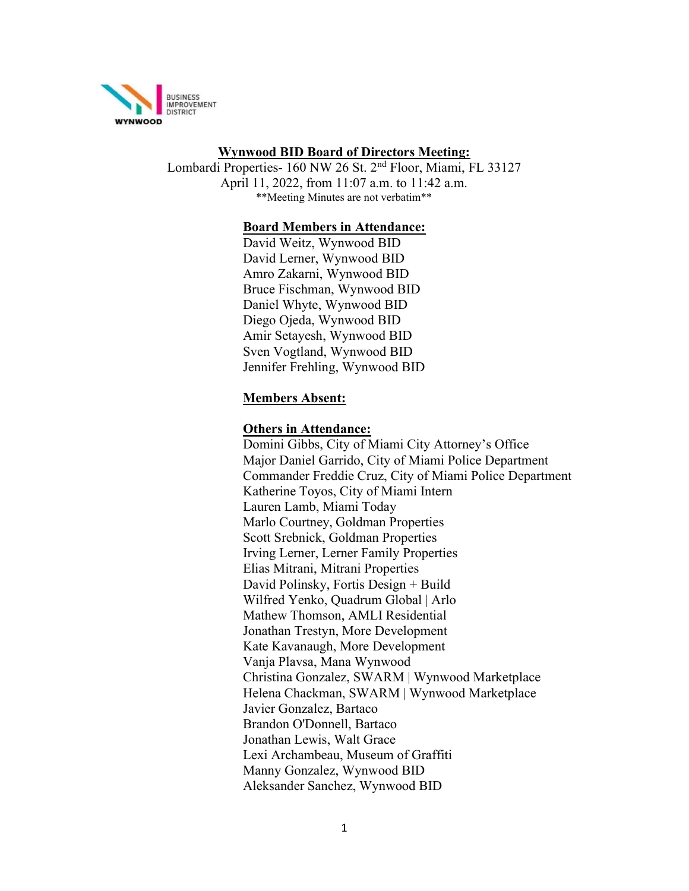WYNWOOD BUSINESS IMPROVEMENT DISTRICT

# Wynwood BID Board of Directors Meeting:

Lombardi Properties- 160 NW 26 St. 2nd Floor, Miami, FL 33127
April 11, 2022, from 11:07 a.m. to 11:42 a.m.
**Meeting Minutes are not verbatim**

## Board Members in Attendance:

David Weitz, Wynwood BID
David Lerner, Wynwood BID
Amro Zakarni, Wynwood BID
Bruce Fischman, Wynwood BID
Daniel Whyte, Wynwood BID
Diego Ojeda, Wynwood BID
Amir Setayesh, Wynwood BID
Sven Vogtland, Wynwood BID
Jennifer Frehling, Wynwood BID

## Members Absent:

## Others in Attendance:

Domini Gibbs, City of Miami City Attorney's Office
Major Daniel Garrido, City of Miami Police Department
Commander Freddie Cruz, City of Miami Police Department
Katherine Toyos, City of Miami Intern
Lauren Lamb, Miami Today
Marlo Courtney, Goldman Properties
Scott Srebnick, Goldman Properties
Irving Lerner, Lerner Family Properties
Elias Mitrani, Mitrani Properties
David Polinsky, Fortis Design + Build
Wilfred Yenko, Quadrum Global | Arlo
Mathew Thomson, AMLI Residential
Jonathan Trestyn, More Development
Kate Kavanaugh, More Development
Vanja Plavsa, Mana Wynwood
Christina Gonzalez, SWARM | Wynwood Marketplace
Helena Chackman, SWARM | Wynwood Marketplace
Javier Gonzalez, Bartaco
Brandon O'Donnell, Bartaco
Jonathan Lewis, Walt Grace
Lexi Archambeau, Museum of Graffiti
Manny Gonzalez, Wynwood BID
Aleksander Sanchez, Wynwood BID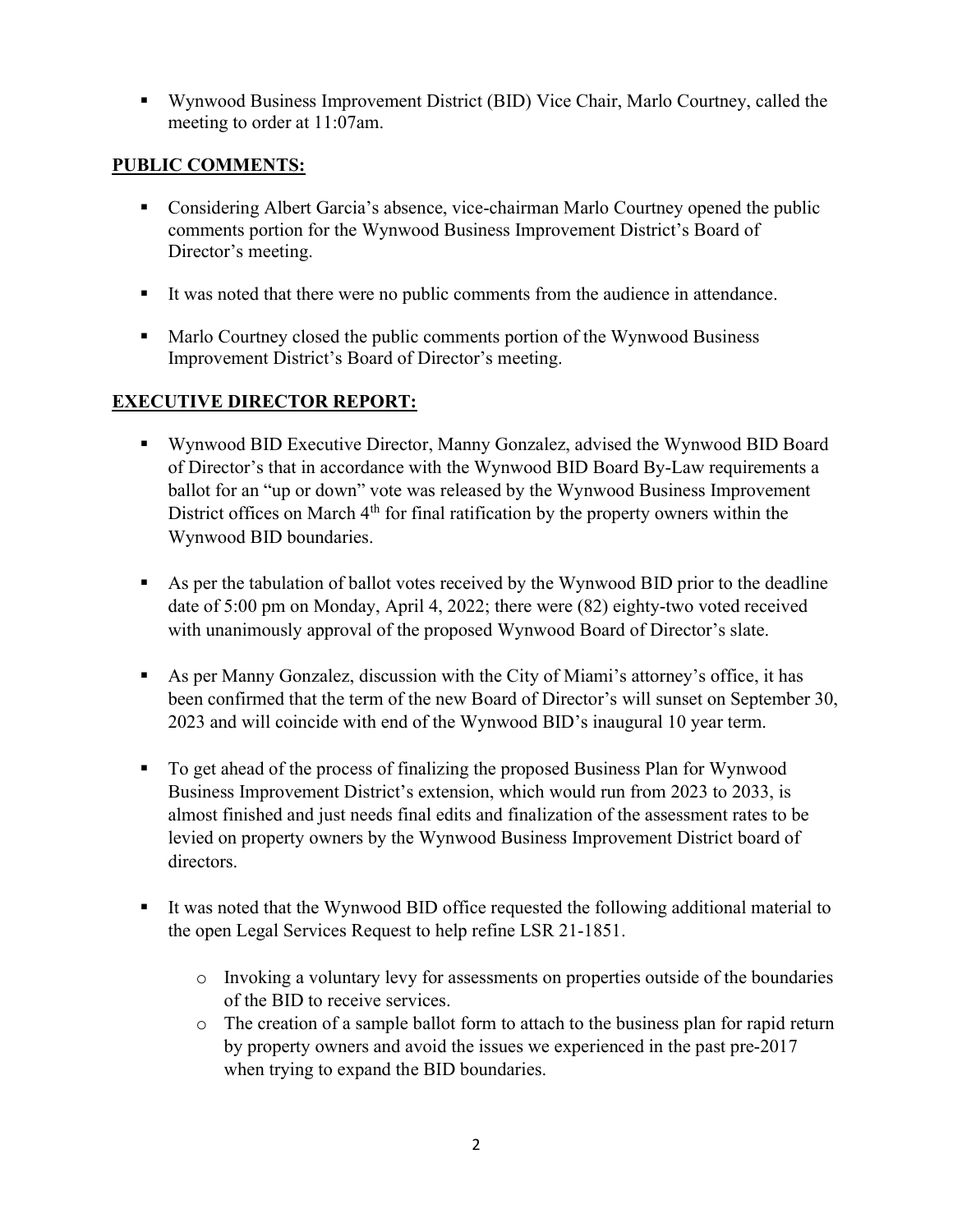- Wynwood Business Improvement District (BID) Vice Chair, Marlo Courtney, called the meeting to order at 11:07am.

**PUBLIC COMMENTS:**

- Considering Albert Garcia's absence, vice-chairman Marlo Courtney opened the public comments portion for the Wynwood Business Improvement District's Board of Director's meeting.
- It was noted that there were no public comments from the audience in attendance.
- Marlo Courtney closed the public comments portion of the Wynwood Business Improvement District's Board of Director's meeting.

**EXECUTIVE DIRECTOR REPORT:**

- Wynwood BID Executive Director, Manny Gonzalez, advised the Wynwood BID Board of Director's that in accordance with the Wynwood BID Board By-Law requirements a ballot for an "up or down" vote was released by the Wynwood Business Improvement District offices on March 4th for final ratification by the property owners within the Wynwood BID boundaries.
- As per the tabulation of ballot votes received by the Wynwood BID prior to the deadline date of 5:00 pm on Monday, April 4, 2022; there were (82) eighty-two voted received with unanimously approval of the proposed Wynwood Board of Director's slate.
- As per Manny Gonzalez, discussion with the City of Miami's attorney's office, it has been confirmed that the term of the new Board of Director's will sunset on September 30, 2023 and will coincide with end of the Wynwood BID's inaugural 10 year term.
- To get ahead of the process of finalizing the proposed Business Plan for Wynwood Business Improvement District's extension, which would run from 2023 to 2033, is almost finished and just needs final edits and finalization of the assessment rates to be levied on property owners by the Wynwood Business Improvement District board of directors.
- It was noted that the Wynwood BID office requested the following additional material to the open Legal Services Request to help refine LSR 21-1851.
  - Invoking a voluntary levy for assessments on properties outside of the boundaries of the BID to receive services.
  - The creation of a sample ballot form to attach to the business plan for rapid return by property owners and avoid the issues we experienced in the past pre-2017 when trying to expand the BID boundaries.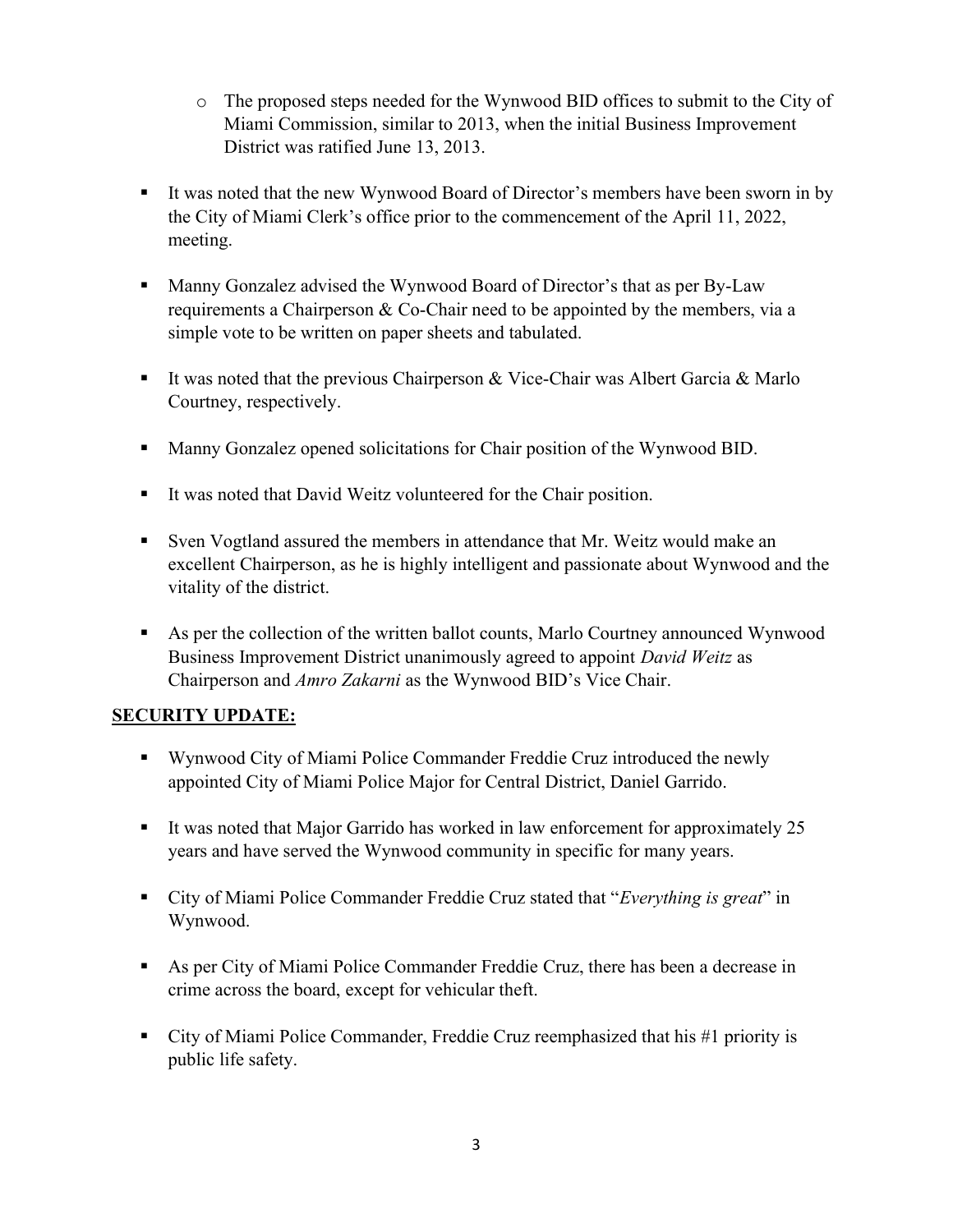- The proposed steps needed for the Wynwood BID offices to submit to the City of Miami Commission, similar to 2013, when the initial Business Improvement District was ratified June 13, 2013.

- It was noted that the new Wynwood Board of Director's members have been sworn in by the City of Miami Clerk's office prior to the commencement of the April 11, 2022, meeting.

- Manny Gonzalez advised the Wynwood Board of Director's that as per By-Law requirements a Chairperson & Co-Chair need to be appointed by the members, via a simple vote to be written on paper sheets and tabulated.

- It was noted that the previous Chairperson & Vice-Chair was Albert Garcia & Marlo Courtney, respectively.

- Manny Gonzalez opened solicitations for Chair position of the Wynwood BID.

- It was noted that David Weitz volunteered for the Chair position.

- Sven Vogtland assured the members in attendance that Mr. Weitz would make an excellent Chairperson, as he is highly intelligent and passionate about Wynwood and the vitality of the district.

- As per the collection of the written ballot counts, Marlo Courtney announced Wynwood Business Improvement District unanimously agreed to appoint *David Weitz* as Chairperson and *Amro Zakarni* as the Wynwood BID's Vice Chair.

**SECURITY UPDATE:**

- Wynwood City of Miami Police Commander Freddie Cruz introduced the newly appointed City of Miami Police Major for Central District, Daniel Garrido.

- It was noted that Major Garrido has worked in law enforcement for approximately 25 years and have served the Wynwood community in specific for many years.

- City of Miami Police Commander Freddie Cruz stated that "*Everything is great*" in Wynwood.

- As per City of Miami Police Commander Freddie Cruz, there has been a decrease in crime across the board, except for vehicular theft.

- City of Miami Police Commander, Freddie Cruz reemphasized that his #1 priority is public life safety.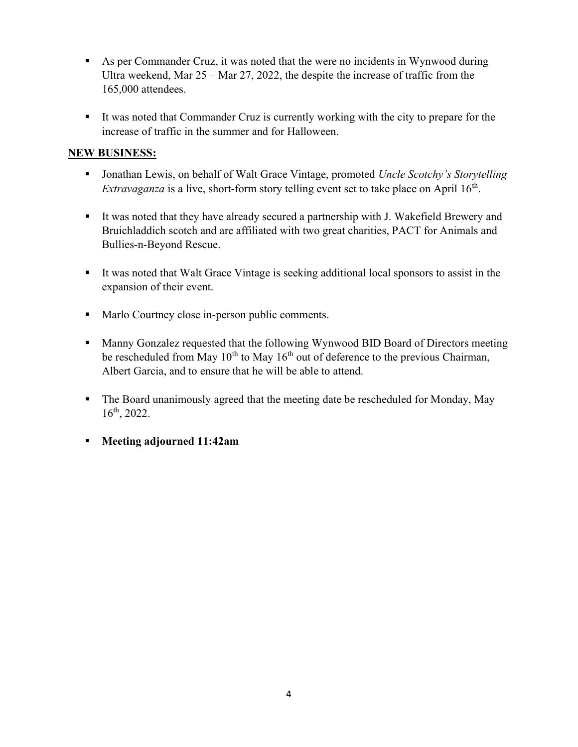- As per Commander Cruz, it was noted that the were no incidents in Wynwood during Ultra weekend, Mar 25 – Mar 27, 2022, the despite the increase of traffic from the 165,000 attendees.

- It was noted that Commander Cruz is currently working with the city to prepare for the increase of traffic in the summer and for Halloween.

**NEW BUSINESS:**

- Jonathan Lewis, on behalf of Walt Grace Vintage, promoted *Uncle Scotchy's Storytelling Extravaganza* is a live, short-form story telling event set to take place on April 16th.

- It was noted that they have already secured a partnership with J. Wakefield Brewery and Bruichladdich scotch and are affiliated with two great charities, PACT for Animals and Bullies-n-Beyond Rescue.

- It was noted that Walt Grace Vintage is seeking additional local sponsors to assist in the expansion of their event.

- Marlo Courtney close in-person public comments.

- Manny Gonzalez requested that the following Wynwood BID Board of Directors meeting be rescheduled from May 10th to May 16th out of deference to the previous Chairman, Albert Garcia, and to ensure that he will be able to attend.

- The Board unanimously agreed that the meeting date be rescheduled for Monday, May 16th, 2022.

- **Meeting adjourned 11:42am**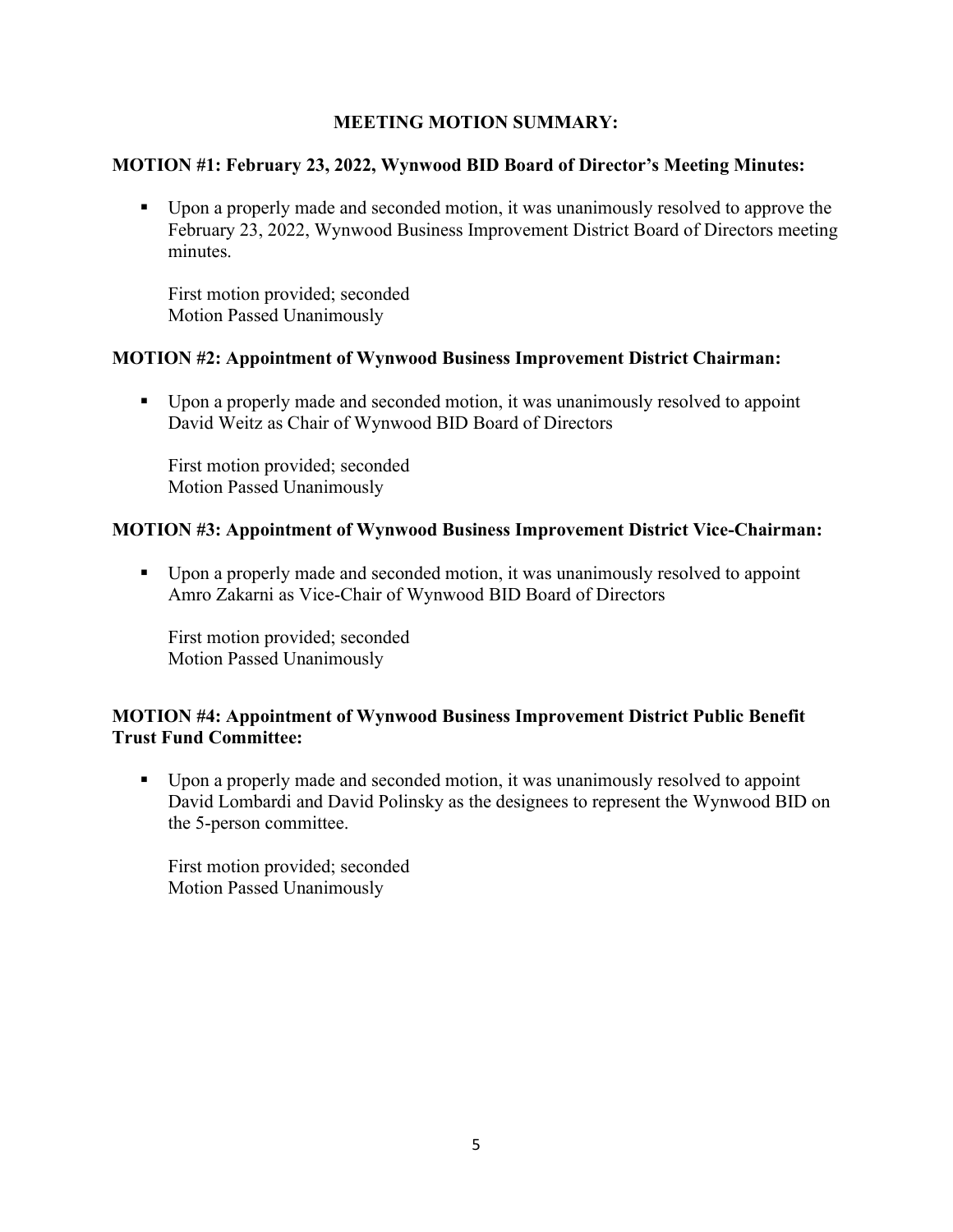**MEETING MOTION SUMMARY:**

**MOTION #1: February 23, 2022, Wynwood BID Board of Director's Meeting Minutes:**

- Upon a properly made and seconded motion, it was unanimously resolved to approve the February 23, 2022, Wynwood Business Improvement District Board of Directors meeting minutes.

  First motion provided; seconded
  Motion Passed Unanimously

**MOTION #2: Appointment of Wynwood Business Improvement District Chairman:**

- Upon a properly made and seconded motion, it was unanimously resolved to appoint David Weitz as Chair of Wynwood BID Board of Directors

  First motion provided; seconded
  Motion Passed Unanimously

**MOTION #3: Appointment of Wynwood Business Improvement District Vice-Chairman:**

- Upon a properly made and seconded motion, it was unanimously resolved to appoint Amro Zakarni as Vice-Chair of Wynwood BID Board of Directors

  First motion provided; seconded
  Motion Passed Unanimously

**MOTION #4: Appointment of Wynwood Business Improvement District Public Benefit Trust Fund Committee:**

- Upon a properly made and seconded motion, it was unanimously resolved to appoint David Lombardi and David Polinsky as the designees to represent the Wynwood BID on the 5-person committee.

  First motion provided; seconded
  Motion Passed Unanimously